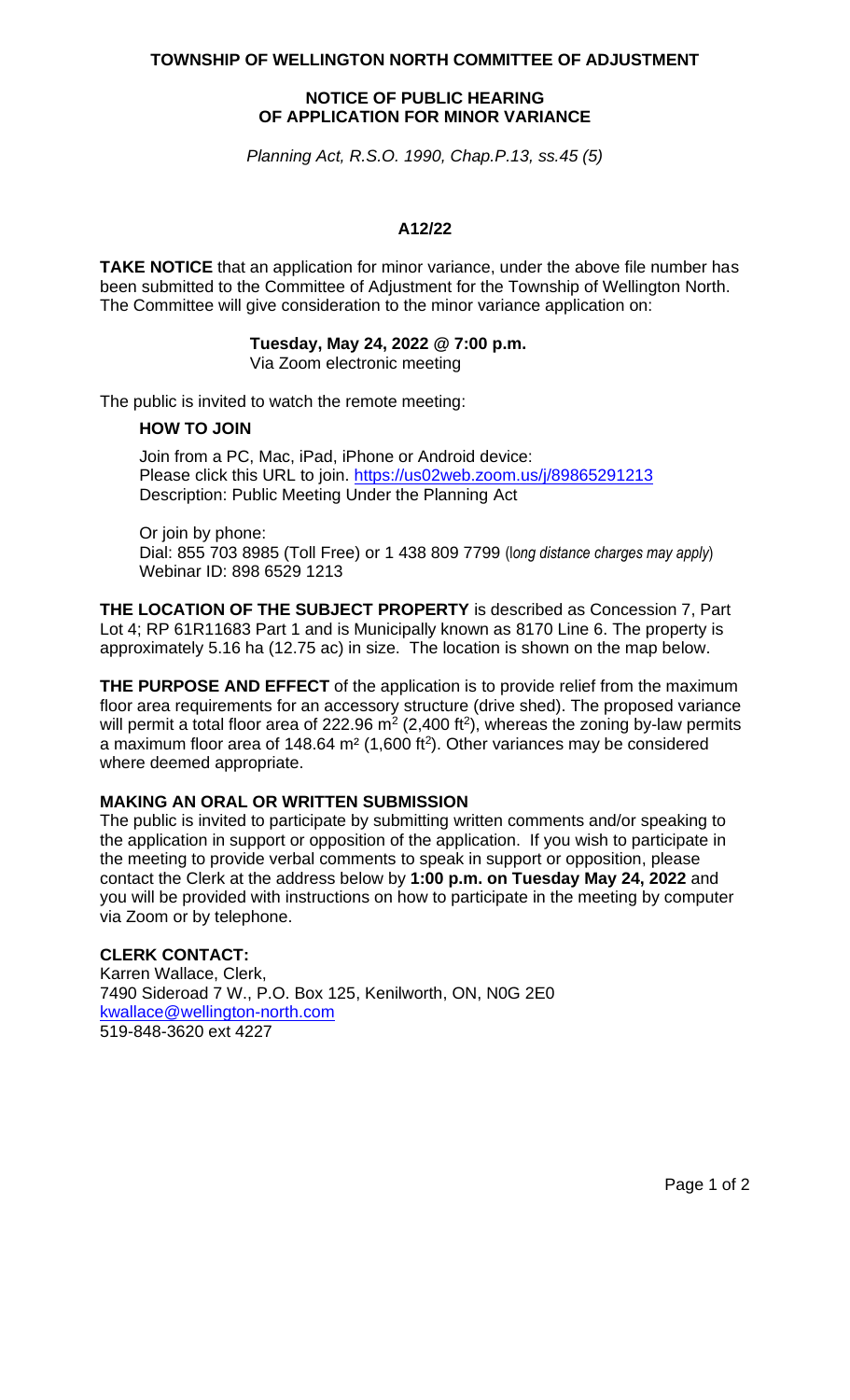# TOWNSHIP OF WELLINGTON NORTH COMMITTEE OF ADJUSTMENT

## NOTICE OF PUBLIC HEARING OF APPLICATION FOR MINOR VARIANCE

*Planning Act, R.S.O. 1990, Chap.P.13, ss.45 (5)*

### A12/22

**TAKE NOTICE** that an application for minor variance, under the above file number has been submitted to the Committee of Adjustment for the Township of Wellington North. The Committee will give consideration to the minor variance application on:

**Tuesday, May 24, 2022 @ 7:00 p.m.**
Via Zoom electronic meeting

The public is invited to watch the remote meeting:

**HOW TO JOIN**

Join from a PC, Mac, iPad, iPhone or Android device:
Please click this URL to join. https://us02web.zoom.us/j/89865291213
Description: Public Meeting Under the Planning Act

Or join by phone:
Dial: 855 703 8985 (Toll Free) or 1 438 809 7799 (*long distance charges may apply*)
Webinar ID: 898 6529 1213

**THE LOCATION OF THE SUBJECT PROPERTY** is described as Concession 7, Part Lot 4; RP 61R11683 Part 1 and is Municipally known as 8170 Line 6. The property is approximately 5.16 ha (12.75 ac) in size. The location is shown on the map below.

**THE PURPOSE AND EFFECT** of the application is to provide relief from the maximum floor area requirements for an accessory structure (drive shed). The proposed variance will permit a total floor area of 222.96 $m^2$ (2,400 $ft^2$), whereas the zoning by-law permits a maximum floor area of 148.64 $m^2$ (1,600 $ft^2$). Other variances may be considered where deemed appropriate.

**MAKING AN ORAL OR WRITTEN SUBMISSION**
The public is invited to participate by submitting written comments and/or speaking to the application in support or opposition of the application. If you wish to participate in the meeting to provide verbal comments to speak in support or opposition, please contact the Clerk at the address below by **1:00 p.m. on Tuesday May 24, 2022** and you will be provided with instructions on how to participate in the meeting by computer via Zoom or by telephone.

**CLERK CONTACT:**
Karren Wallace, Clerk,
7490 Sideroad 7 W., P.O. Box 125, Kenilworth, ON, N0G 2E0
kwallace@wellington-north.com
519-848-3620 ext 4227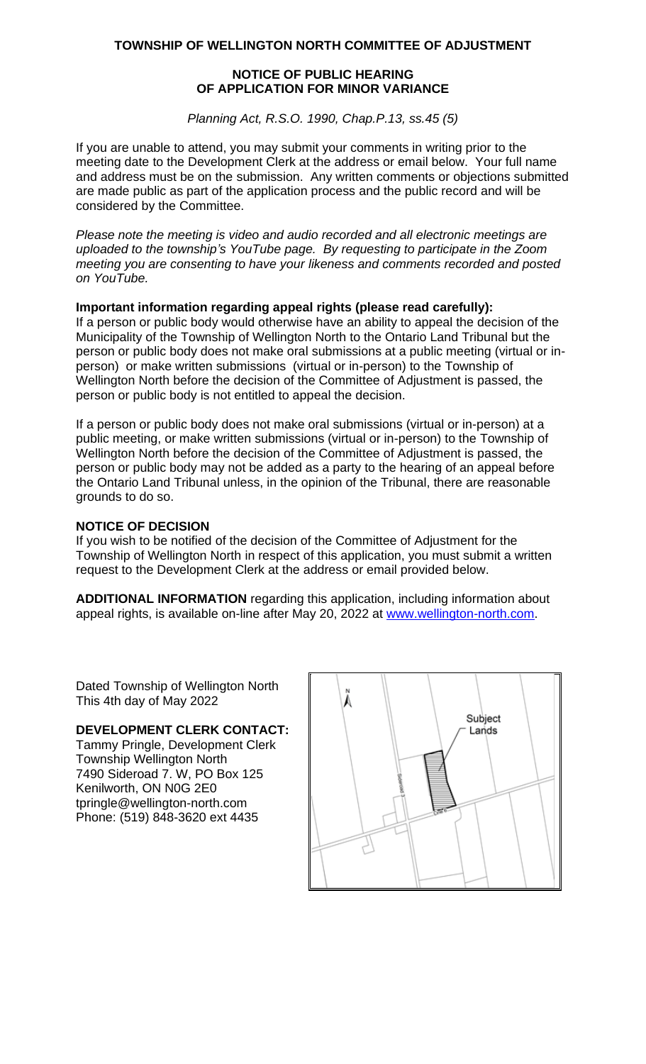**TOWNSHIP OF WELLINGTON NORTH COMMITTEE OF ADJUSTMENT**

**NOTICE OF PUBLIC HEARING**
**OF APPLICATION FOR MINOR VARIANCE**

*Planning Act, R.S.O. 1990, Chap.P.13, ss.45 (5)*

If you are unable to attend, you may submit your comments in writing prior to the meeting date to the Development Clerk at the address or email below. Your full name and address must be on the submission. Any written comments or objections submitted are made public as part of the application process and the public record and will be considered by the Committee.

*Please note the meeting is video and audio recorded and all electronic meetings are uploaded to the township's YouTube page. By requesting to participate in the Zoom meeting you are consenting to have your likeness and comments recorded and posted on YouTube.*

**Important information regarding appeal rights (please read carefully):**
If a person or public body would otherwise have an ability to appeal the decision of the Municipality of the Township of Wellington North to the Ontario Land Tribunal but the person or public body does not make oral submissions at a public meeting (virtual or in-person) or make written submissions (virtual or in-person) to the Township of Wellington North before the decision of the Committee of Adjustment is passed, the person or public body is not entitled to appeal the decision.

If a person or public body does not make oral submissions (virtual or in-person) at a public meeting, or make written submissions (virtual or in-person) to the Township of Wellington North before the decision of the Committee of Adjustment is passed, the person or public body may not be added as a party to the hearing of an appeal before the Ontario Land Tribunal unless, in the opinion of the Tribunal, there are reasonable grounds to do so.

**NOTICE OF DECISION**
If you wish to be notified of the decision of the Committee of Adjustment for the Township of Wellington North in respect of this application, you must submit a written request to the Development Clerk at the address or email provided below.

**ADDITIONAL INFORMATION** regarding this application, including information about appeal rights, is available on-line after May 20, 2022 at www.wellington-north.com.

Dated Township of Wellington North
This 4th day of May 2022

**DEVELOPMENT CLERK CONTACT:**
Tammy Pringle, Development Clerk
Township Wellington North
7490 Sideroad 7. W, PO Box 125
Kenilworth, ON N0G 2E0
tpringle@wellington-north.com
Phone: (519) 848-3620 ext 4435

N

Subject Lands